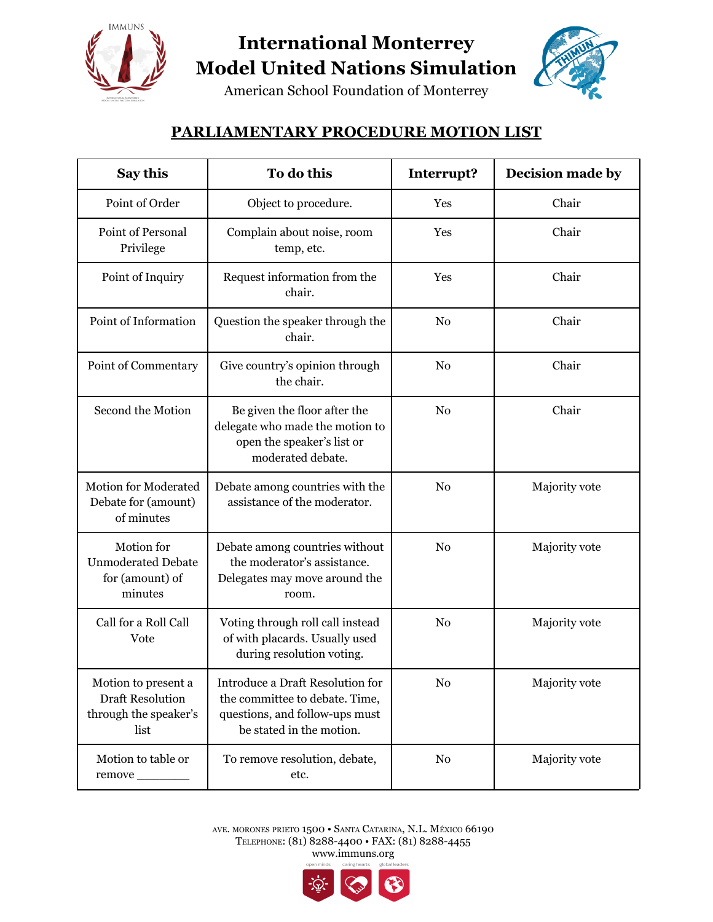# International Monterrey Model United Nations Simulation

American School Foundation of Monterrey

## PARLIAMENTARY PROCEDURE MOTION LIST

| Say this | To do this | Interrupt? | Decision made by |
|---|---|---|---|
| Point of Order | Object to procedure. | Yes | Chair |
| Point of Personal Privilege | Complain about noise, room temp, etc. | Yes | Chair |
| Point of Inquiry | Request information from the chair. | Yes | Chair |
| Point of Information | Question the speaker through the chair. | No | Chair |
| Point of Commentary | Give country's opinion through the chair. | No | Chair |
| Second the Motion | Be given the floor after the delegate who made the motion to open the speaker's list or moderated debate. | No | Chair |
| Motion for Moderated Debate for (amount) of minutes | Debate among countries with the assistance of the moderator. | No | Majority vote |
| Motion for Unmoderated Debate for (amount) of minutes | Debate among countries without the moderator's assistance. Delegates may move around the room. | No | Majority vote |
| Call for a Roll Call Vote | Voting through roll call instead of with placards. Usually used during resolution voting. | No | Majority vote |
| Motion to present a Draft Resolution through the speaker's list | Introduce a Draft Resolution for the committee to debate. Time, questions, and follow-ups must be stated in the motion. | No | Majority vote |
| Motion to table or remove ________ | To remove resolution, debate, etc. | No | Majority vote |

AVE. MORONES PRIETO 1500 • SANTA CATARINA, N.L. MÉXICO 66190
TELEPHONE: (81) 8288-4400 • FAX: (81) 8288-4455
www.immuns.org

open minds · caring hearts · global leaders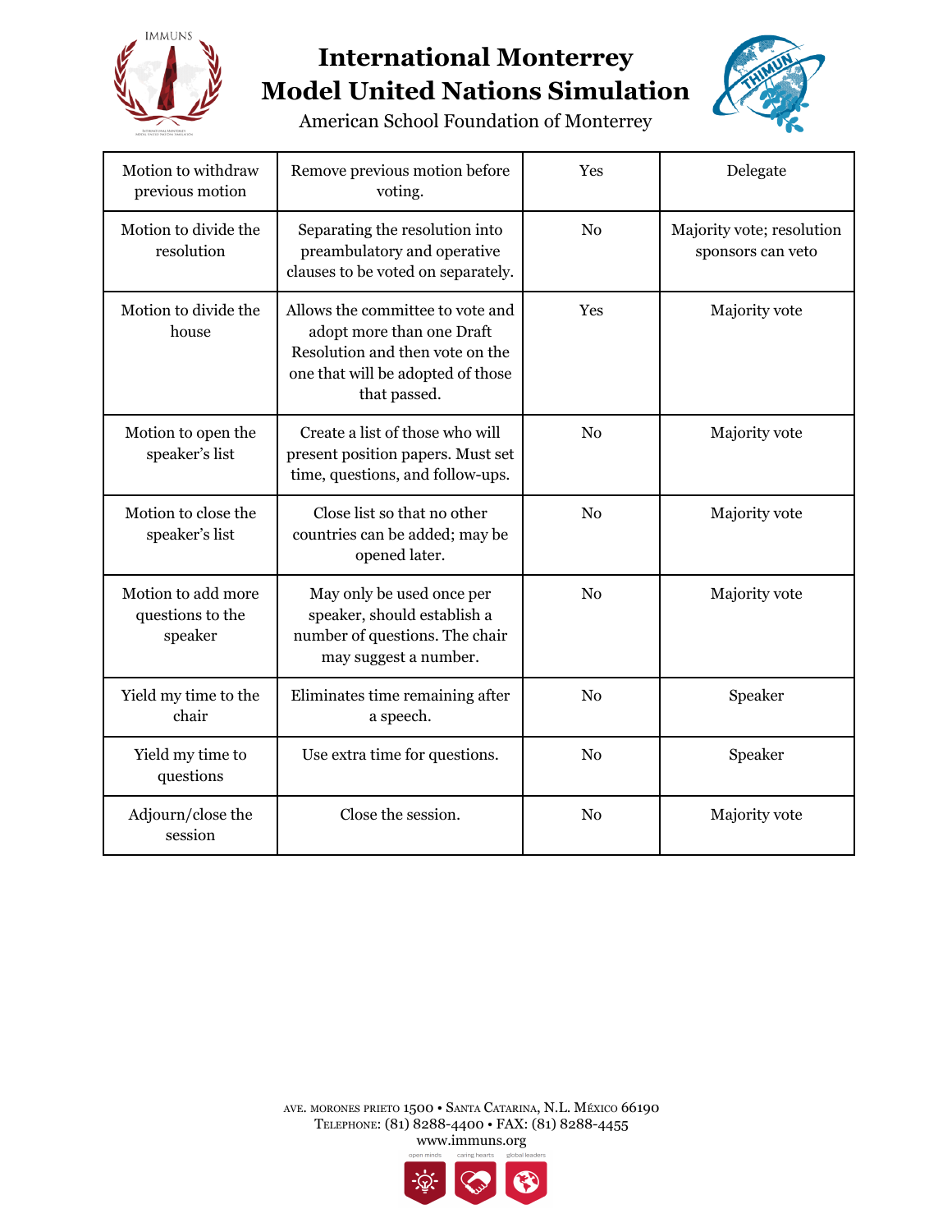| | | | |
|---|---|---|---|
| Motion to withdraw previous motion | Remove previous motion before voting. | Yes | Delegate |
| Motion to divide the resolution | Separating the resolution into preambulatory and operative clauses to be voted on separately. | No | Majority vote; resolution sponsors can veto |
| Motion to divide the house | Allows the committee to vote and adopt more than one Draft Resolution and then vote on the one that will be adopted of those that passed. | Yes | Majority vote |
| Motion to open the speaker's list | Create a list of those who will present position papers. Must set time, questions, and follow-ups. | No | Majority vote |
| Motion to close the speaker's list | Close list so that no other countries can be added; may be opened later. | No | Majority vote |
| Motion to add more questions to the speaker | May only be used once per speaker, should establish a number of questions. The chair may suggest a number. | No | Majority vote |
| Yield my time to the chair | Eliminates time remaining after a speech. | No | Speaker |
| Yield my time to questions | Use extra time for questions. | No | Speaker |
| Adjourn/close the session | Close the session. | No | Majority vote |